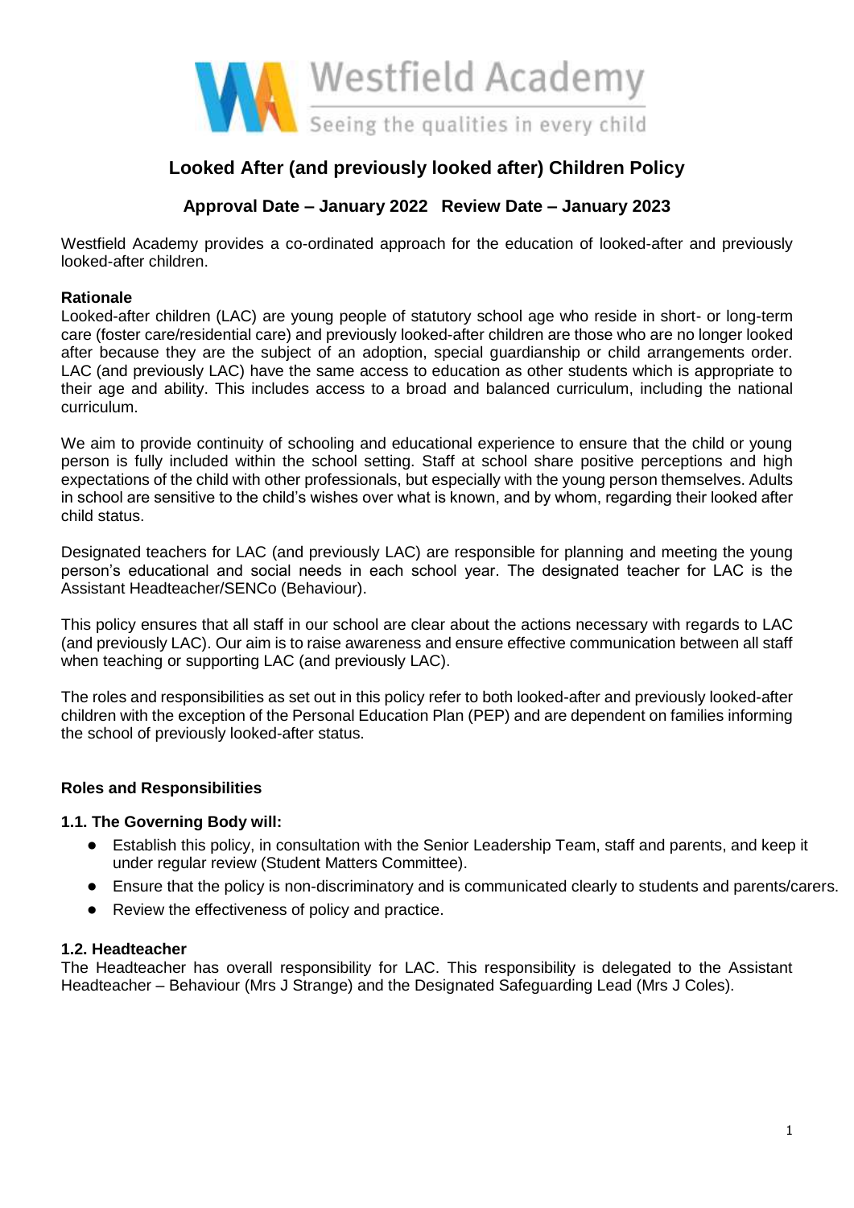Westfield Academy

Seeing the qualities in every child

# Looked After (and previously looked after) Children Policy

## Approval Date – January 2022   Review Date – January 2023

Westfield Academy provides a co-ordinated approach for the education of looked-after and previously looked-after children.

**Rationale**

Looked-after children (LAC) are young people of statutory school age who reside in short- or long-term care (foster care/residential care) and previously looked-after children are those who are no longer looked after because they are the subject of an adoption, special guardianship or child arrangements order. LAC (and previously LAC) have the same access to education as other students which is appropriate to their age and ability. This includes access to a broad and balanced curriculum, including the national curriculum.

We aim to provide continuity of schooling and educational experience to ensure that the child or young person is fully included within the school setting. Staff at school share positive perceptions and high expectations of the child with other professionals, but especially with the young person themselves. Adults in school are sensitive to the child's wishes over what is known, and by whom, regarding their looked after child status.

Designated teachers for LAC (and previously LAC) are responsible for planning and meeting the young person's educational and social needs in each school year. The designated teacher for LAC is the Assistant Headteacher/SENCo (Behaviour).

This policy ensures that all staff in our school are clear about the actions necessary with regards to LAC (and previously LAC). Our aim is to raise awareness and ensure effective communication between all staff when teaching or supporting LAC (and previously LAC).

The roles and responsibilities as set out in this policy refer to both looked-after and previously looked-after children with the exception of the Personal Education Plan (PEP) and are dependent on families informing the school of previously looked-after status.

**Roles and Responsibilities**

**1.1. The Governing Body will:**

- Establish this policy, in consultation with the Senior Leadership Team, staff and parents, and keep it under regular review (Student Matters Committee).
- Ensure that the policy is non-discriminatory and is communicated clearly to students and parents/carers.
- Review the effectiveness of policy and practice.

**1.2. Headteacher**

The Headteacher has overall responsibility for LAC. This responsibility is delegated to the Assistant Headteacher – Behaviour (Mrs J Strange) and the Designated Safeguarding Lead (Mrs J Coles).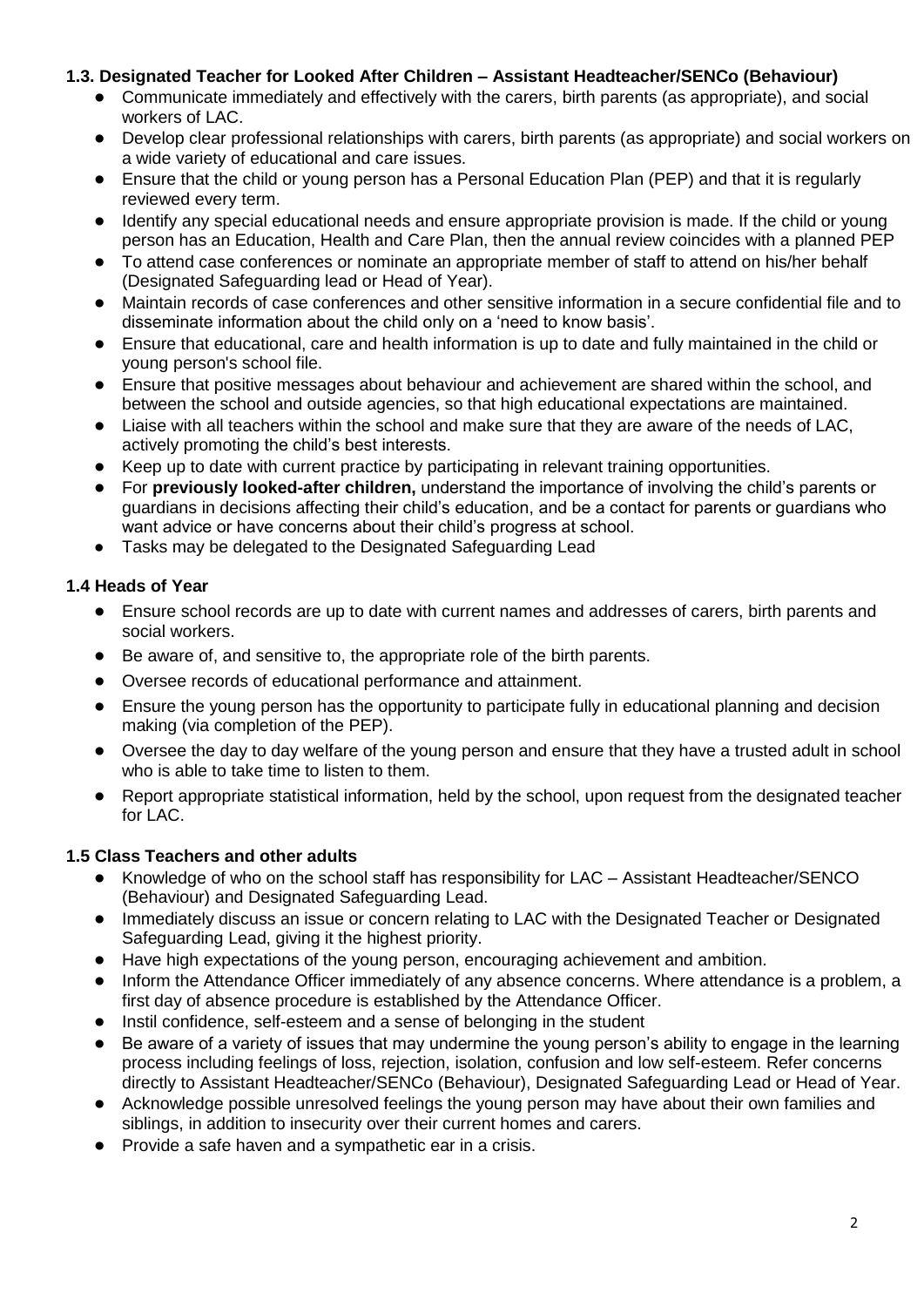### 1.3. Designated Teacher for Looked After Children – Assistant Headteacher/SENCo (Behaviour)

- Communicate immediately and effectively with the carers, birth parents (as appropriate), and social workers of LAC.
- Develop clear professional relationships with carers, birth parents (as appropriate) and social workers on a wide variety of educational and care issues.
- Ensure that the child or young person has a Personal Education Plan (PEP) and that it is regularly reviewed every term.
- Identify any special educational needs and ensure appropriate provision is made. If the child or young person has an Education, Health and Care Plan, then the annual review coincides with a planned PEP
- To attend case conferences or nominate an appropriate member of staff to attend on his/her behalf (Designated Safeguarding lead or Head of Year).
- Maintain records of case conferences and other sensitive information in a secure confidential file and to disseminate information about the child only on a 'need to know basis'.
- Ensure that educational, care and health information is up to date and fully maintained in the child or young person's school file.
- Ensure that positive messages about behaviour and achievement are shared within the school, and between the school and outside agencies, so that high educational expectations are maintained.
- Liaise with all teachers within the school and make sure that they are aware of the needs of LAC, actively promoting the child's best interests.
- Keep up to date with current practice by participating in relevant training opportunities.
- For **previously looked-after children,** understand the importance of involving the child's parents or guardians in decisions affecting their child's education, and be a contact for parents or guardians who want advice or have concerns about their child's progress at school.
- Tasks may be delegated to the Designated Safeguarding Lead

### 1.4 Heads of Year

- Ensure school records are up to date with current names and addresses of carers, birth parents and social workers.
- Be aware of, and sensitive to, the appropriate role of the birth parents.
- Oversee records of educational performance and attainment.
- Ensure the young person has the opportunity to participate fully in educational planning and decision making (via completion of the PEP).
- Oversee the day to day welfare of the young person and ensure that they have a trusted adult in school who is able to take time to listen to them.
- Report appropriate statistical information, held by the school, upon request from the designated teacher for LAC.

### 1.5 Class Teachers and other adults

- Knowledge of who on the school staff has responsibility for LAC – Assistant Headteacher/SENCO (Behaviour) and Designated Safeguarding Lead.
- Immediately discuss an issue or concern relating to LAC with the Designated Teacher or Designated Safeguarding Lead, giving it the highest priority.
- Have high expectations of the young person, encouraging achievement and ambition.
- Inform the Attendance Officer immediately of any absence concerns. Where attendance is a problem, a first day of absence procedure is established by the Attendance Officer.
- Instil confidence, self-esteem and a sense of belonging in the student
- Be aware of a variety of issues that may undermine the young person's ability to engage in the learning process including feelings of loss, rejection, isolation, confusion and low self-esteem. Refer concerns directly to Assistant Headteacher/SENCo (Behaviour), Designated Safeguarding Lead or Head of Year.
- Acknowledge possible unresolved feelings the young person may have about their own families and siblings, in addition to insecurity over their current homes and carers.
- Provide a safe haven and a sympathetic ear in a crisis.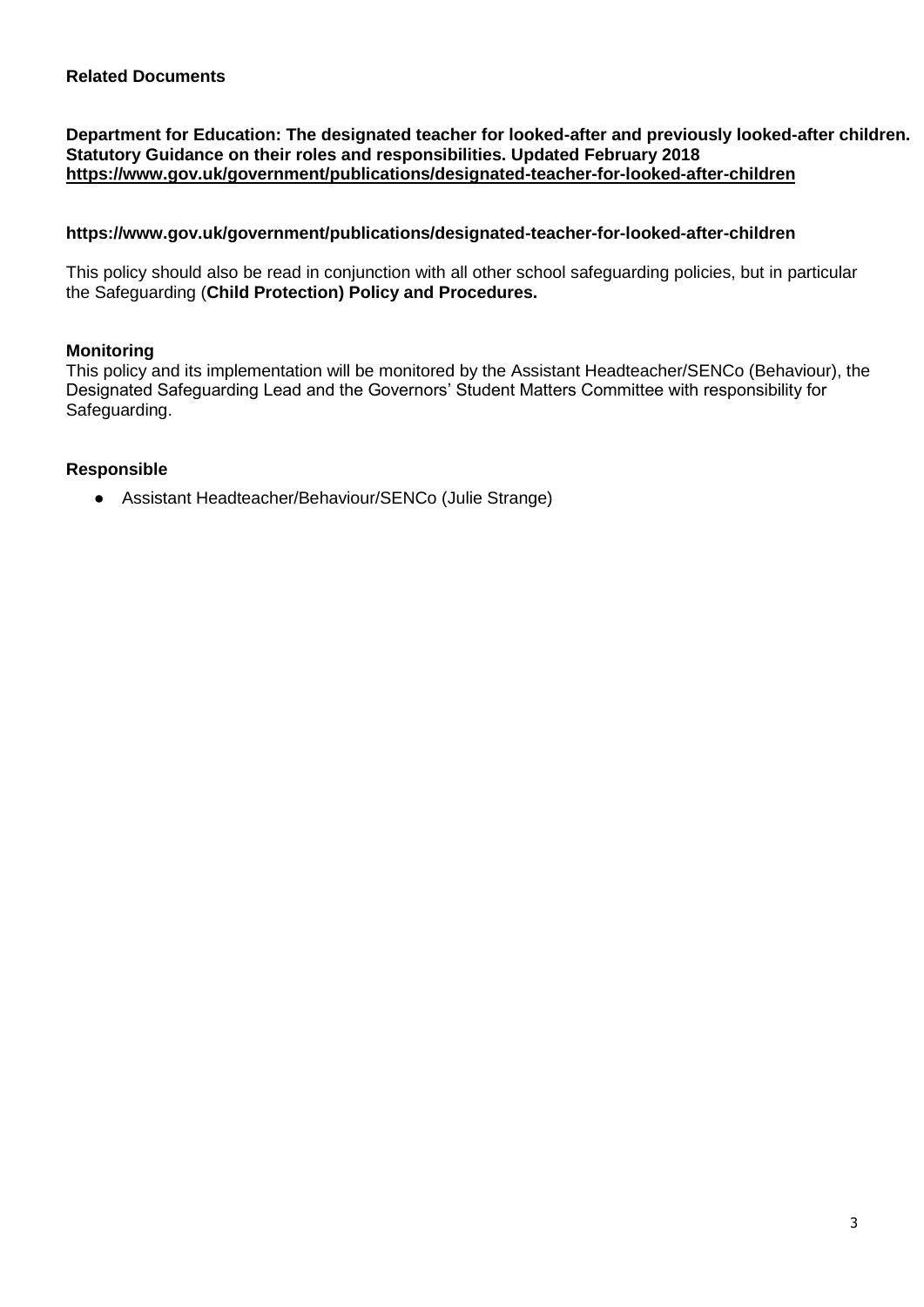**Related Documents**

**Department for Education: The designated teacher for looked-after and previously looked-after children. Statutory Guidance on their roles and responsibilities. Updated February 2018**
**https://www.gov.uk/government/publications/designated-teacher-for-looked-after-children**

**https://www.gov.uk/government/publications/designated-teacher-for-looked-after-children**

This policy should also be read in conjunction with all other school safeguarding policies, but in particular the Safeguarding (**Child Protection) Policy and Procedures.**

**Monitoring**
This policy and its implementation will be monitored by the Assistant Headteacher/SENCo (Behaviour), the Designated Safeguarding Lead and the Governors' Student Matters Committee with responsibility for Safeguarding.

**Responsible**

- Assistant Headteacher/Behaviour/SENCo (Julie Strange)